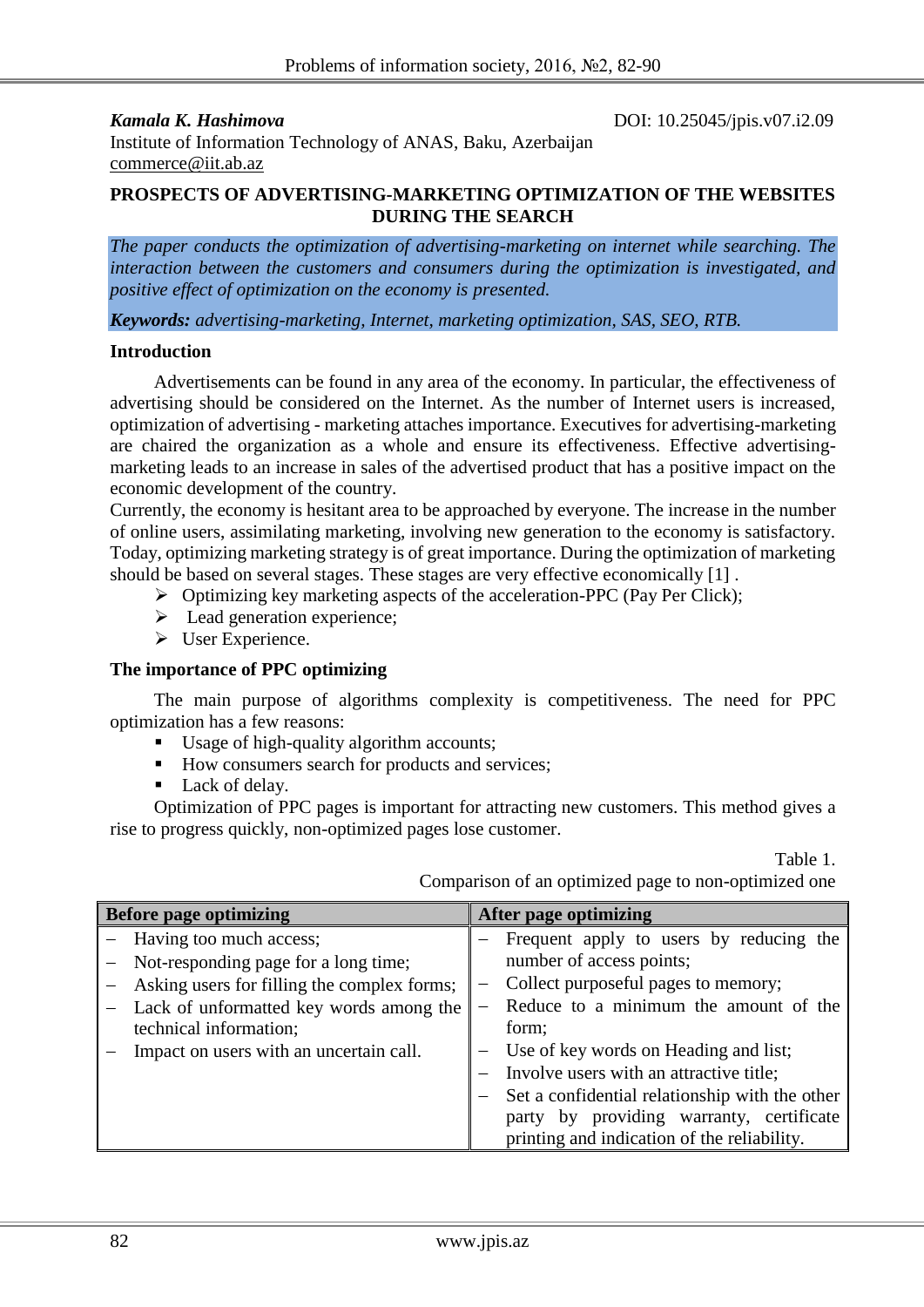***Kamala K. Hashimova*** DOI: 10.25045/jpis.v07.i2.09
Institute of Information Technology of ANAS, Baku, Azerbaijan
commerce@iit.ab.az

# PROSPECTS OF ADVERTISING-MARKETING OPTIMIZATION OF THE WEBSITES DURING THE SEARCH

*The paper conducts the optimization of advertising-marketing on internet while searching. The interaction between the customers and consumers during the optimization is investigated, and positive effect of optimization on the economy is presented.*

***Keywords:*** *advertising-marketing, Internet, marketing optimization, SAS, SEO, RTB.*

## Introduction

Advertisements can be found in any area of the economy. In particular, the effectiveness of advertising should be considered on the Internet. As the number of Internet users is increased, optimization of advertising - marketing attaches importance. Executives for advertising-marketing are chaired the organization as a whole and ensure its effectiveness. Effective advertising-marketing leads to an increase in sales of the advertised product that has a positive impact on the economic development of the country.

Currently, the economy is hesitant area to be approached by everyone. The increase in the number of online users, assimilating marketing, involving new generation to the economy is satisfactory. Today, optimizing marketing strategy is of great importance. During the optimization of marketing should be based on several stages. These stages are very effective economically [1] .

- Optimizing key marketing aspects of the acceleration-PPC (Pay Per Click);
- Lead generation experience;
- User Experience.

## The importance of PPC optimizing

The main purpose of algorithms complexity is competitiveness. The need for PPC optimization has a few reasons:

- Usage of high-quality algorithm accounts;
- How consumers search for products and services;
- Lack of delay.

Optimization of PPC pages is important for attracting new customers. This method gives a rise to progress quickly, non-optimized pages lose customer.

Table 1.
Comparison of an optimized page to non-optimized one

| Before page optimizing | After page optimizing |
|---|---|
| – Having too much access;<br>– Not-responding page for a long time;<br>– Asking users for filling the complex forms;<br>– Lack of unformatted key words among the technical information;<br>– Impact on users with an uncertain call. | – Frequent apply to users by reducing the number of access points;<br>– Collect purposeful pages to memory;<br>– Reduce to a minimum the amount of the form;<br>– Use of key words on Heading and list;<br>– Involve users with an attractive title;<br>– Set a confidential relationship with the other party by providing warranty, certificate printing and indication of the reliability. |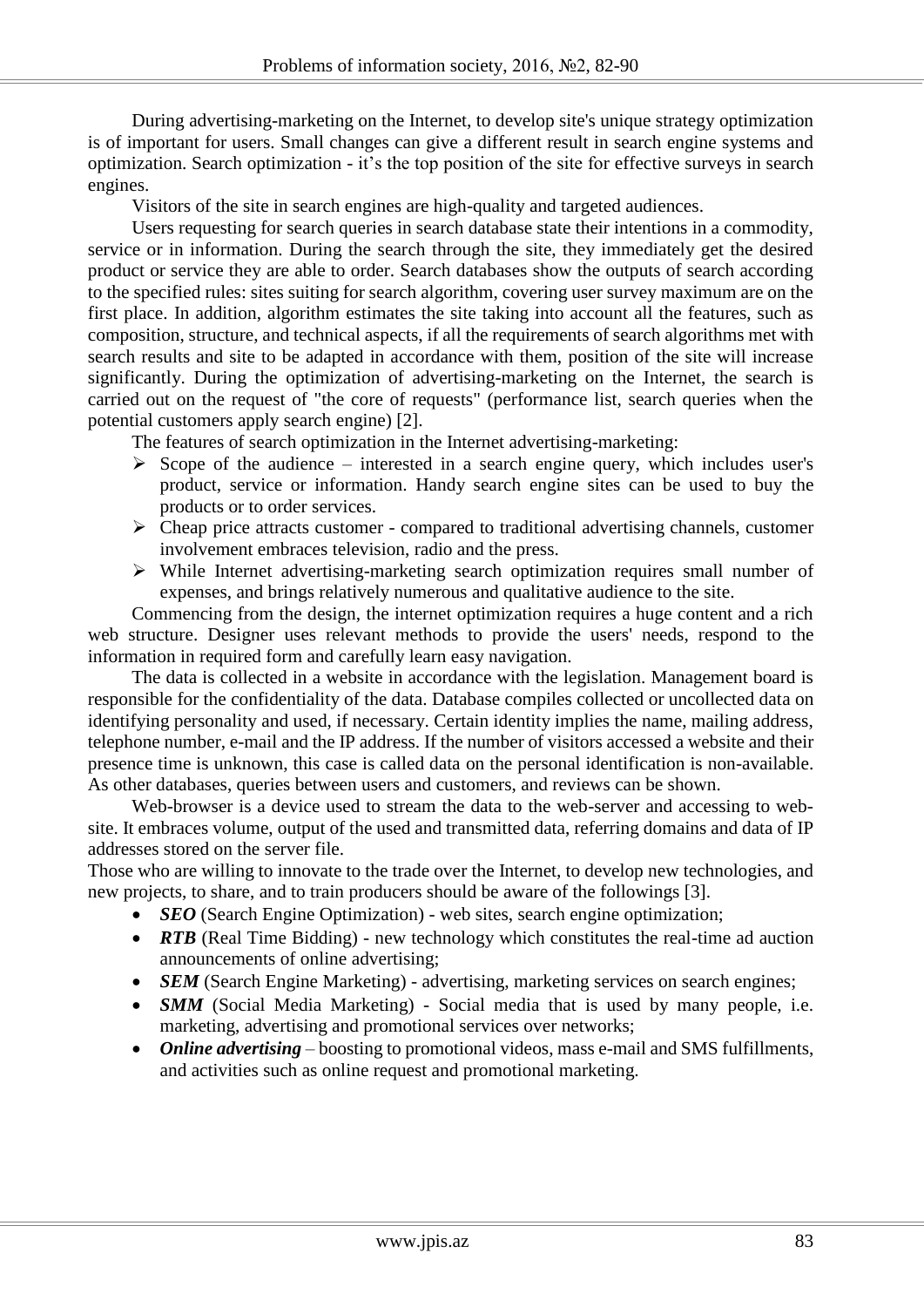During advertising-marketing on the Internet, to develop site's unique strategy optimization is of important for users. Small changes can give a different result in search engine systems and optimization. Search optimization - it's the top position of the site for effective surveys in search engines.

Visitors of the site in search engines are high-quality and targeted audiences.

Users requesting for search queries in search database state their intentions in a commodity, service or in information. During the search through the site, they immediately get the desired product or service they are able to order. Search databases show the outputs of search according to the specified rules: sites suiting for search algorithm, covering user survey maximum are on the first place. In addition, algorithm estimates the site taking into account all the features, such as composition, structure, and technical aspects, if all the requirements of search algorithms met with search results and site to be adapted in accordance with them, position of the site will increase significantly. During the optimization of advertising-marketing on the Internet, the search is carried out on the request of "the core of requests" (performance list, search queries when the potential customers apply search engine) [2].

The features of search optimization in the Internet advertising-marketing:

- Scope of the audience – interested in a search engine query, which includes user's product, service or information. Handy search engine sites can be used to buy the products or to order services.
- Cheap price attracts customer - compared to traditional advertising channels, customer involvement embraces television, radio and the press.
- While Internet advertising-marketing search optimization requires small number of expenses, and brings relatively numerous and qualitative audience to the site.

Commencing from the design, the internet optimization requires a huge content and a rich web structure. Designer uses relevant methods to provide the users' needs, respond to the information in required form and carefully learn easy navigation.

The data is collected in a website in accordance with the legislation. Management board is responsible for the confidentiality of the data. Database compiles collected or uncollected data on identifying personality and used, if necessary. Certain identity implies the name, mailing address, telephone number, e-mail and the IP address. If the number of visitors accessed a website and their presence time is unknown, this case is called data on the personal identification is non-available. As other databases, queries between users and customers, and reviews can be shown.

Web-browser is a device used to stream the data to the web-server and accessing to web-site. It embraces volume, output of the used and transmitted data, referring domains and data of IP addresses stored on the server file.

Those who are willing to innovate to the trade over the Internet, to develop new technologies, and new projects, to share, and to train producers should be aware of the followings [3].

- ***SEO*** (Search Engine Optimization) - web sites, search engine optimization;
- ***RTB*** (Real Time Bidding) - new technology which constitutes the real-time ad auction announcements of online advertising;
- ***SEM*** (Search Engine Marketing) - advertising, marketing services on search engines;
- ***SMM*** (Social Media Marketing) - Social media that is used by many people, i.e. marketing, advertising and promotional services over networks;
- ***Online advertising*** – boosting to promotional videos, mass e-mail and SMS fulfillments, and activities such as online request and promotional marketing.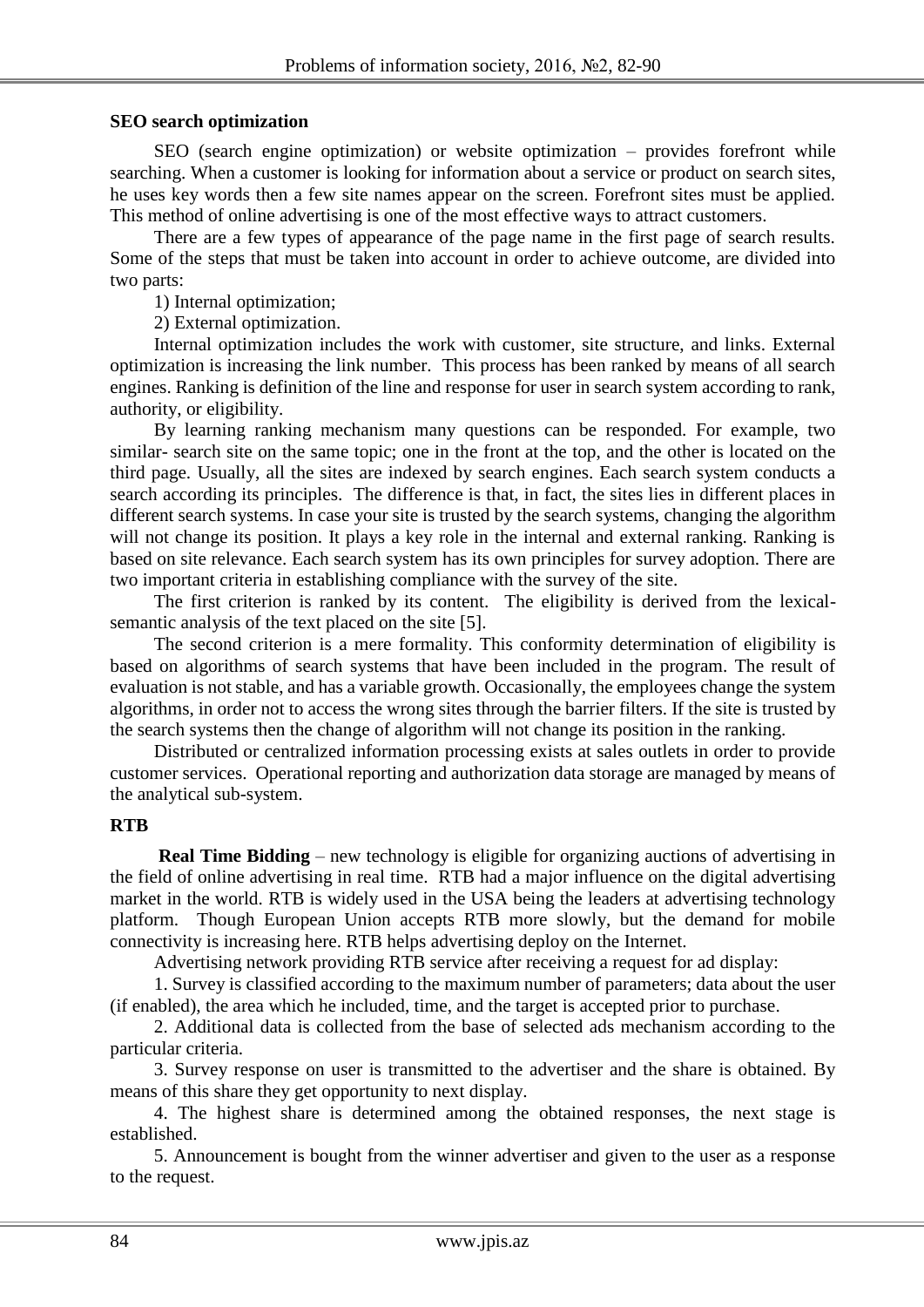**SEO search optimization**

SEO (search engine optimization) or website optimization – provides forefront while searching. When a customer is looking for information about a service or product on search sites, he uses key words then a few site names appear on the screen. Forefront sites must be applied. This method of online advertising is one of the most effective ways to attract customers.

There are a few types of appearance of the page name in the first page of search results. Some of the steps that must be taken into account in order to achieve outcome, are divided into two parts:

1) Internal optimization;

2) External optimization.

Internal optimization includes the work with customer, site structure, and links. External optimization is increasing the link number. This process has been ranked by means of all search engines. Ranking is definition of the line and response for user in search system according to rank, authority, or eligibility.

By learning ranking mechanism many questions can be responded. For example, two similar- search site on the same topic; one in the front at the top, and the other is located on the third page. Usually, all the sites are indexed by search engines. Each search system conducts a search according its principles. The difference is that, in fact, the sites lies in different places in different search systems. In case your site is trusted by the search systems, changing the algorithm will not change its position. It plays a key role in the internal and external ranking. Ranking is based on site relevance. Each search system has its own principles for survey adoption. There are two important criteria in establishing compliance with the survey of the site.

The first criterion is ranked by its content. The eligibility is derived from the lexical-semantic analysis of the text placed on the site [5].

The second criterion is a mere formality. This conformity determination of eligibility is based on algorithms of search systems that have been included in the program. The result of evaluation is not stable, and has a variable growth. Occasionally, the employees change the system algorithms, in order not to access the wrong sites through the barrier filters. If the site is trusted by the search systems then the change of algorithm will not change its position in the ranking.

Distributed or centralized information processing exists at sales outlets in order to provide customer services. Operational reporting and authorization data storage are managed by means of the analytical sub-system.

**RTB**

**Real Time Bidding** – new technology is eligible for organizing auctions of advertising in the field of online advertising in real time. RTB had a major influence on the digital advertising market in the world. RTB is widely used in the USA being the leaders at advertising technology platform. Though European Union accepts RTB more slowly, but the demand for mobile connectivity is increasing here. RTB helps advertising deploy on the Internet.

Advertising network providing RTB service after receiving a request for ad display:

1. Survey is classified according to the maximum number of parameters; data about the user (if enabled), the area which he included, time, and the target is accepted prior to purchase.

2. Additional data is collected from the base of selected ads mechanism according to the particular criteria.

3. Survey response on user is transmitted to the advertiser and the share is obtained. By means of this share they get opportunity to next display.

4. The highest share is determined among the obtained responses, the next stage is established.

5. Announcement is bought from the winner advertiser and given to the user as a response to the request.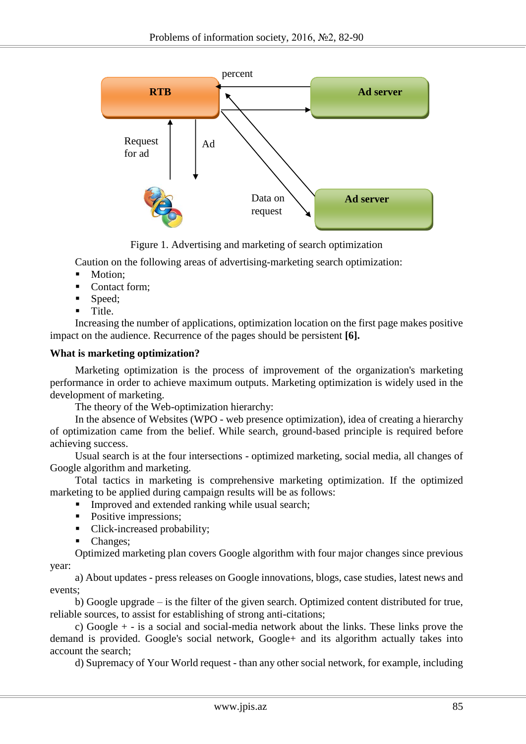Figure 1. Advertising and marketing of search optimization

Caution on the following areas of advertising-marketing search optimization:

- Motion;
- Contact form;
- Speed;
- Title.

Increasing the number of applications, optimization location on the first page makes positive impact on the audience. Recurrence of the pages should be persistent **[6].**

**What is marketing optimization?**

Marketing optimization is the process of improvement of the organization's marketing performance in order to achieve maximum outputs. Marketing optimization is widely used in the development of marketing.

The theory of the Web-optimization hierarchy:

In the absence of Websites (WPO - web presence optimization), idea of creating a hierarchy of optimization came from the belief. While search, ground-based principle is required before achieving success.

Usual search is at the four intersections - optimized marketing, social media, all changes of Google algorithm and marketing.

Total tactics in marketing is comprehensive marketing optimization. If the optimized marketing to be applied during campaign results will be as follows:

- Improved and extended ranking while usual search;
- Positive impressions;
- Click-increased probability;
- Changes;

Optimized marketing plan covers Google algorithm with four major changes since previous year:

a) About updates - press releases on Google innovations, blogs, case studies, latest news and events;

b) Google upgrade – is the filter of the given search. Optimized content distributed for true, reliable sources, to assist for establishing of strong anti-citations;

c) Google + - is a social and social-media network about the links. These links prove the demand is provided. Google's social network, Google+ and its algorithm actually takes into account the search;

d) Supremacy of Your World request - than any other social network, for example, including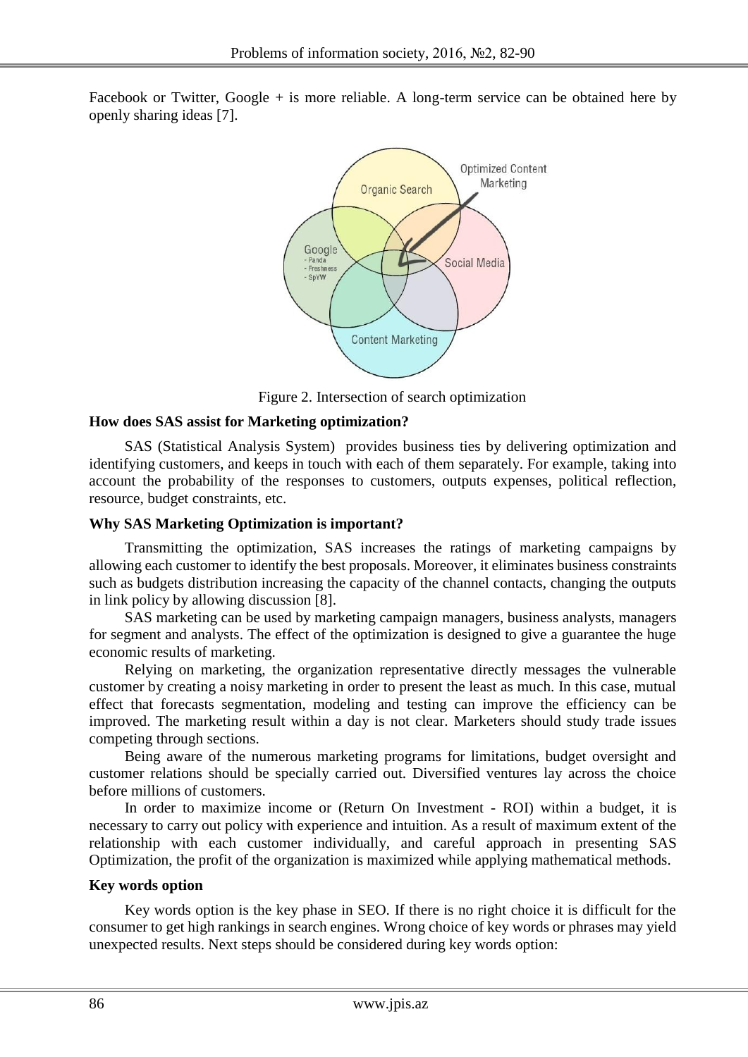Facebook or Twitter, Google + is more reliable. A long-term service can be obtained here by openly sharing ideas [7].

Figure 2. Intersection of search optimization

**How does SAS assist for Marketing optimization?**

SAS (Statistical Analysis System) provides business ties by delivering optimization and identifying customers, and keeps in touch with each of them separately. For example, taking into account the probability of the responses to customers, outputs expenses, political reflection, resource, budget constraints, etc.

**Why SAS Marketing Optimization is important?**

Transmitting the optimization, SAS increases the ratings of marketing campaigns by allowing each customer to identify the best proposals. Moreover, it eliminates business constraints such as budgets distribution increasing the capacity of the channel contacts, changing the outputs in link policy by allowing discussion [8].

SAS marketing can be used by marketing campaign managers, business analysts, managers for segment and analysts. The effect of the optimization is designed to give a guarantee the huge economic results of marketing.

Relying on marketing, the organization representative directly messages the vulnerable customer by creating a noisy marketing in order to present the least as much. In this case, mutual effect that forecasts segmentation, modeling and testing can improve the efficiency can be improved. The marketing result within a day is not clear. Marketers should study trade issues competing through sections.

Being aware of the numerous marketing programs for limitations, budget oversight and customer relations should be specially carried out. Diversified ventures lay across the choice before millions of customers.

In order to maximize income or (Return On Investment - ROI) within a budget, it is necessary to carry out policy with experience and intuition. As a result of maximum extent of the relationship with each customer individually, and careful approach in presenting SAS Optimization, the profit of the organization is maximized while applying mathematical methods.

**Key words option**

Key words option is the key phase in SEO. If there is no right choice it is difficult for the consumer to get high rankings in search engines. Wrong choice of key words or phrases may yield unexpected results. Next steps should be considered during key words option: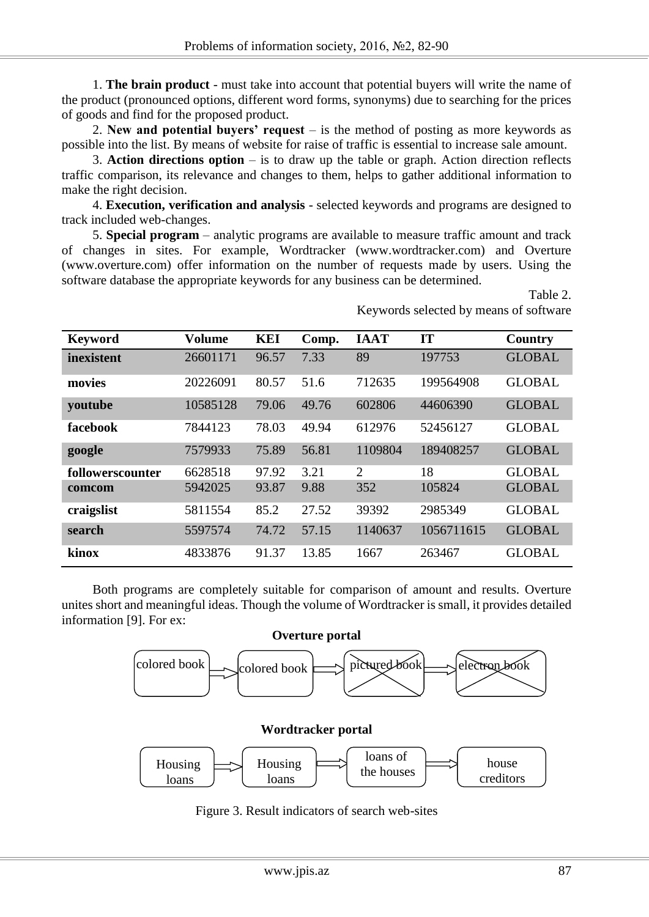1. **The brain product** - must take into account that potential buyers will write the name of the product (pronounced options, different word forms, synonyms) due to searching for the prices of goods and find for the proposed product.

2. **New and potential buyers' request** – is the method of posting as more keywords as possible into the list. By means of website for raise of traffic is essential to increase sale amount.

3. **Action directions option** – is to draw up the table or graph. Action direction reflects traffic comparison, its relevance and changes to them, helps to gather additional information to make the right decision.

4. **Execution, verification and analysis** - selected keywords and programs are designed to track included web-changes.

5. **Special program** – analytic programs are available to measure traffic amount and track of changes in sites. For example, Wordtracker (www.wordtracker.com) and Overture (www.overture.com) offer information on the number of requests made by users. Using the software database the appropriate keywords for any business can be determined.

Table 2.

Keywords selected by means of software

| Keyword | Volume | KEI | Comp. | IAAT | IT | Country |
|---|---|---|---|---|---|---|
| **inexistent** | 26601171 | 96.57 | 7.33 | 89 | 197753 | GLOBAL |
| **movies** | 20226091 | 80.57 | 51.6 | 712635 | 199564908 | GLOBAL |
| **youtube** | 10585128 | 79.06 | 49.76 | 602806 | 44606390 | GLOBAL |
| **facebook** | 7844123 | 78.03 | 49.94 | 612976 | 52456127 | GLOBAL |
| **google** | 7579933 | 75.89 | 56.81 | 1109804 | 189408257 | GLOBAL |
| **followerscounter** | 6628518 | 97.92 | 3.21 | 2 | 18 | GLOBAL |
| **comcom** | 5942025 | 93.87 | 9.88 | 352 | 105824 | GLOBAL |
| **craigslist** | 5811554 | 85.2 | 27.52 | 39392 | 2985349 | GLOBAL |
| **search** | 5597574 | 74.72 | 57.15 | 1140637 | 1056711615 | GLOBAL |
| **kinox** | 4833876 | 91.37 | 13.85 | 1667 | 263467 | GLOBAL |

Both programs are completely suitable for comparison of amount and results. Overture unites short and meaningful ideas. Though the volume of Wordtracker is small, it provides detailed information [9]. For ex:

**Overture portal**

colored book → colored book → pictured book → electron book

**Wordtracker portal**

Housing loans → Housing loans → loans of the houses → house creditors

Figure 3. Result indicators of search web-sites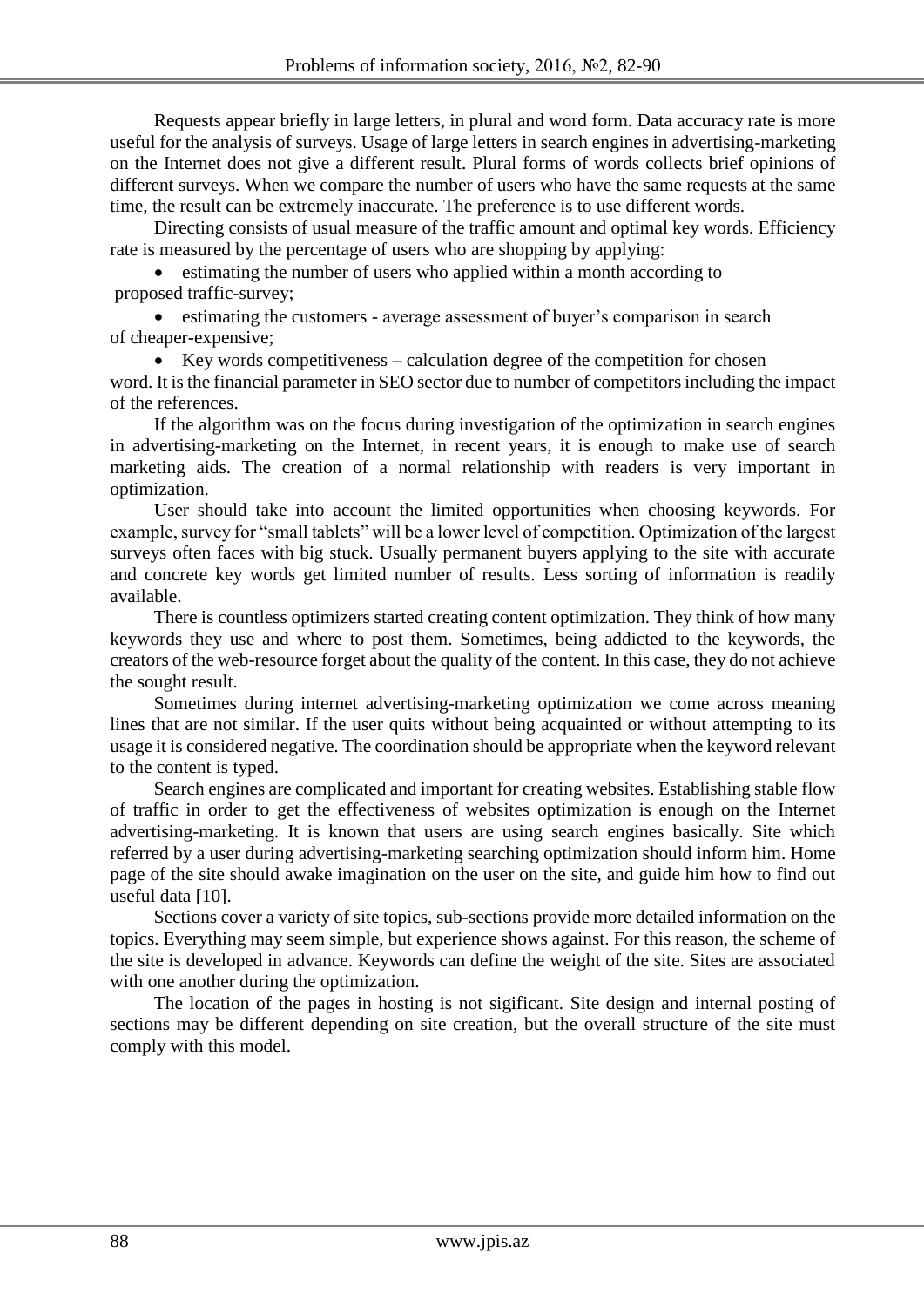Requests appear briefly in large letters, in plural and word form. Data accuracy rate is more useful for the analysis of surveys. Usage of large letters in search engines in advertising-marketing on the Internet does not give a different result. Plural forms of words collects brief opinions of different surveys. When we compare the number of users who have the same requests at the same time, the result can be extremely inaccurate. The preference is to use different words.

Directing consists of usual measure of the traffic amount and optimal key words. Efficiency rate is measured by the percentage of users who are shopping by applying:

- estimating the number of users who applied within a month according to proposed traffic-survey;
- estimating the customers - average assessment of buyer's comparison in search of cheaper-expensive;
- Key words competitiveness – calculation degree of the competition for chosen word. It is the financial parameter in SEO sector due to number of competitors including the impact of the references.

If the algorithm was on the focus during investigation of the optimization in search engines in advertising-marketing on the Internet, in recent years, it is enough to make use of search marketing aids. The creation of a normal relationship with readers is very important in optimization.

User should take into account the limited opportunities when choosing keywords. For example, survey for "small tablets" will be a lower level of competition. Optimization of the largest surveys often faces with big stuck. Usually permanent buyers applying to the site with accurate and concrete key words get limited number of results. Less sorting of information is readily available.

There is countless optimizers started creating content optimization. They think of how many keywords they use and where to post them. Sometimes, being addicted to the keywords, the creators of the web-resource forget about the quality of the content. In this case, they do not achieve the sought result.

Sometimes during internet advertising-marketing optimization we come across meaning lines that are not similar. If the user quits without being acquainted or without attempting to its usage it is considered negative. The coordination should be appropriate when the keyword relevant to the content is typed.

Search engines are complicated and important for creating websites. Establishing stable flow of traffic in order to get the effectiveness of websites optimization is enough on the Internet advertising-marketing. It is known that users are using search engines basically. Site which referred by a user during advertising-marketing searching optimization should inform him. Home page of the site should awake imagination on the user on the site, and guide him how to find out useful data [10].

Sections cover a variety of site topics, sub-sections provide more detailed information on the topics. Everything may seem simple, but experience shows against. For this reason, the scheme of the site is developed in advance. Keywords can define the weight of the site. Sites are associated with one another during the optimization.

The location of the pages in hosting is not sigificant. Site design and internal posting of sections may be different depending on site creation, but the overall structure of the site must comply with this model.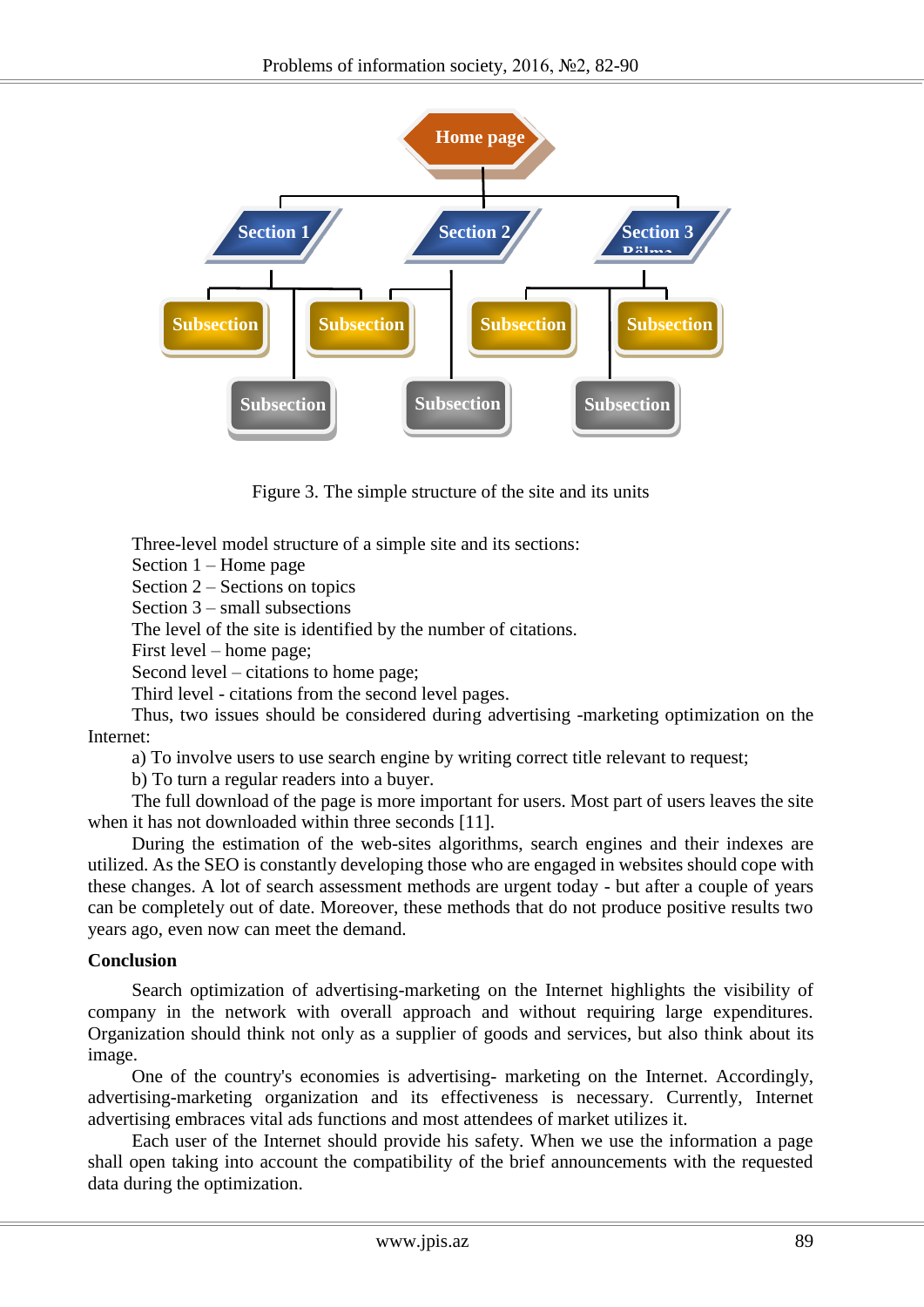Figure 3. The simple structure of the site and its units

Three-level model structure of a simple site and its sections:
Section 1 – Home page
Section 2 – Sections on topics
Section 3 – small subsections
The level of the site is identified by the number of citations.
First level – home page;
Second level – citations to home page;
Third level - citations from the second level pages.

Thus, two issues should be considered during advertising -marketing optimization on the Internet:

a) To involve users to use search engine by writing correct title relevant to request;
b) To turn a regular readers into a buyer.

The full download of the page is more important for users. Most part of users leaves the site when it has not downloaded within three seconds [11].

During the estimation of the web-sites algorithms, search engines and their indexes are utilized. As the SEO is constantly developing those who are engaged in websites should cope with these changes. A lot of search assessment methods are urgent today - but after a couple of years can be completely out of date. Moreover, these methods that do not produce positive results two years ago, even now can meet the demand.

**Conclusion**

Search optimization of advertising-marketing on the Internet highlights the visibility of company in the network with overall approach and without requiring large expenditures. Organization should think not only as a supplier of goods and services, but also think about its image.

One of the country's economies is advertising- marketing on the Internet. Accordingly, advertising-marketing organization and its effectiveness is necessary. Currently, Internet advertising embraces vital ads functions and most attendees of market utilizes it.

Each user of the Internet should provide his safety. When we use the information a page shall open taking into account the compatibility of the brief announcements with the requested data during the optimization.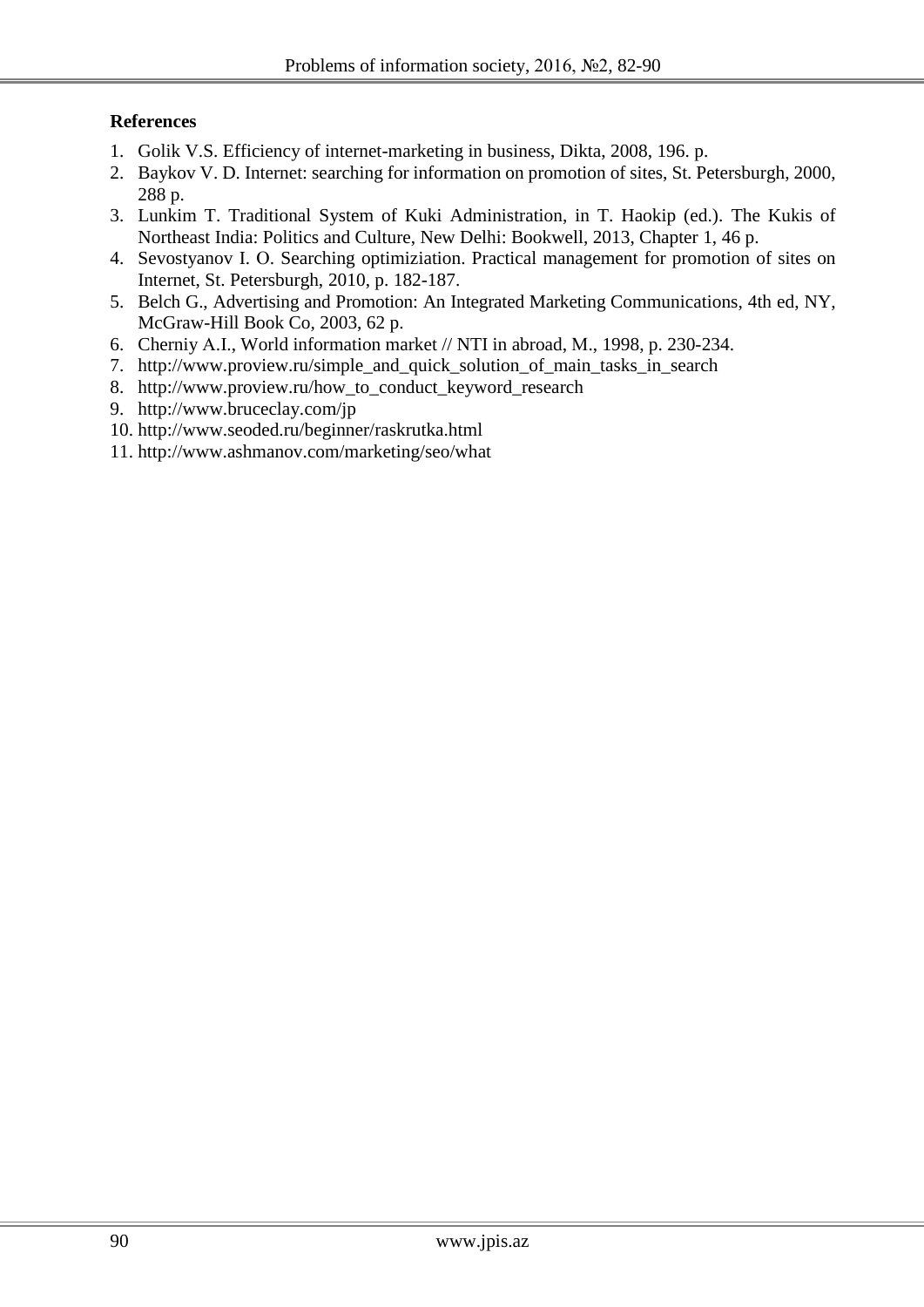**References**

1. Golik V.S. Efficiency of internet-marketing in business, Dikta, 2008, 196. p.
2. Baykov V. D. Internet: searching for information on promotion of sites, St. Petersburgh, 2000, 288 p.
3. Lunkim T. Traditional System of Kuki Administration, in T. Haokip (ed.). The Kukis of Northeast India: Politics and Culture, New Delhi: Bookwell, 2013, Chapter 1, 46 p.
4. Sevostyanov I. O. Searching optimiziation. Practical management for promotion of sites on Internet, St. Petersburgh, 2010, p. 182-187.
5. Belch G., Advertising and Promotion: An Integrated Marketing Communications, 4th ed, NY, McGraw-Hill Book Co, 2003, 62 p.
6. Cherniy A.I., World information market // NTI in abroad, M., 1998, p. 230-234.
7. http://www.proview.ru/simple_and_quick_solution_of_main_tasks_in_search
8. http://www.proview.ru/how_to_conduct_keyword_research
9. http://www.bruceclay.com/jp
10. http://www.seoded.ru/beginner/raskrutka.html
11. http://www.ashmanov.com/marketing/seo/what